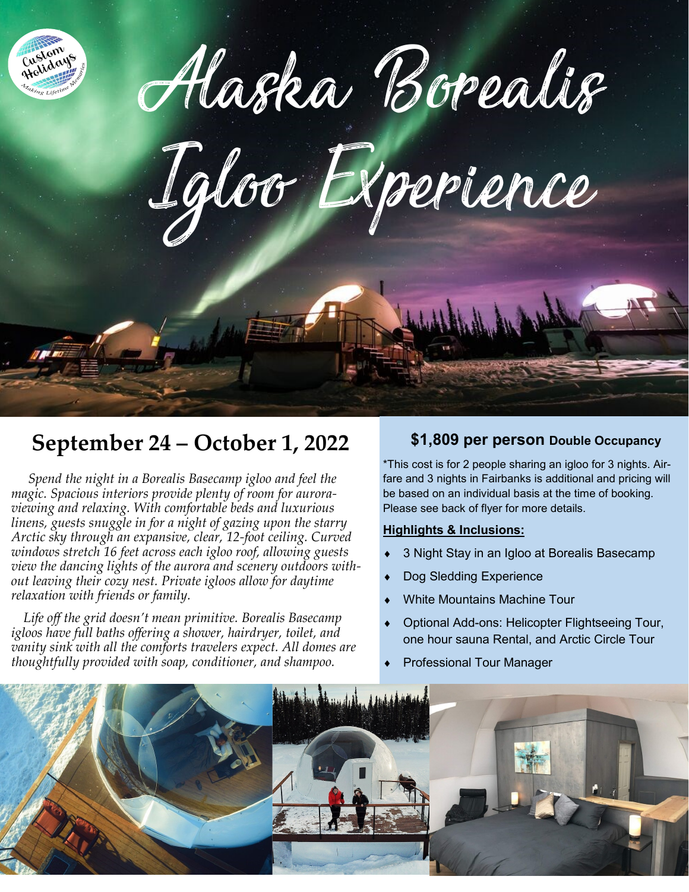# Alaska Borealis Igloo Experience

## September 24 – October 1, 2022

*Spend the night in a Borealis Basecamp igloo and feel the magic. Spacious interiors provide plenty of room for aurora-viewing and relaxing. With comfortable beds and luxurious linens, guests snuggle in for a night of gazing upon the starry Arctic sky through an expansive, clear, 12-foot ceiling. Curved windows stretch 16 feet across each igloo roof, allowing guests view the dancing lights of the aurora and scenery outdoors without leaving their cozy nest. Private igloos allow for daytime relaxation with friends or family.*

*Life off the grid doesn't mean primitive. Borealis Basecamp igloos have full baths offering a shower, hairdryer, toilet, and vanity sink with all the comforts travelers expect. All domes are thoughtfully provided with soap, conditioner, and shampoo.*

### $1,809 per person Double Occupancy

*This cost is for 2 people sharing an igloo for 3 nights. Airfare and 3 nights in Fairbanks is additional and pricing will be based on an individual basis at the time of booking. Please see back of flyer for more details.

**Highlights & Inclusions:**

- 3 Night Stay in an Igloo at Borealis Basecamp
- Dog Sledding Experience
- White Mountains Machine Tour
- Optional Add-ons: Helicopter Flightseeing Tour, one hour sauna Rental, and Arctic Circle Tour
- Professional Tour Manager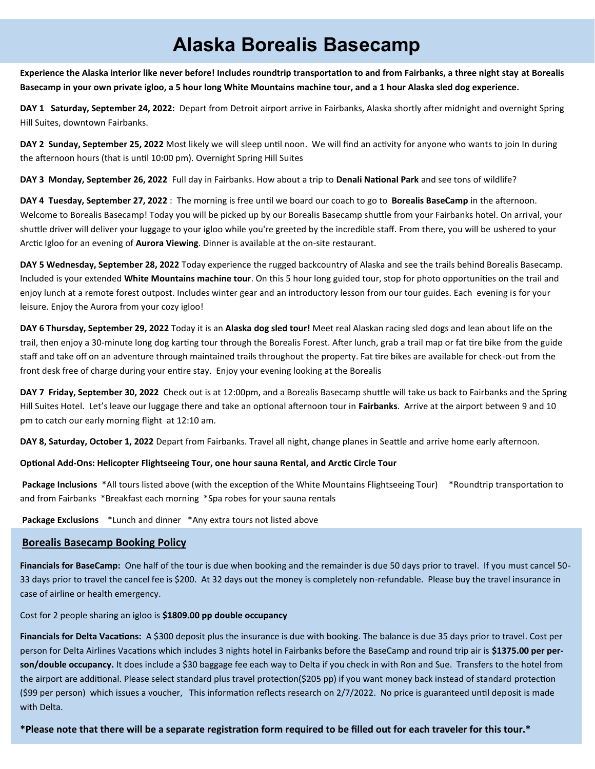# Alaska Borealis Basecamp

**Experience the Alaska interior like never before! Includes roundtrip transportation to and from Fairbanks, a three night stay at Borealis Basecamp in your own private igloo, a 5 hour long White Mountains machine tour, and a 1 hour Alaska sled dog experience.**

**DAY 1 Saturday, September 24, 2022:** Depart from Detroit airport arrive in Fairbanks, Alaska shortly after midnight and overnight Spring Hill Suites, downtown Fairbanks.

**DAY 2 Sunday, September 25, 2022** Most likely we will sleep until noon. We will find an activity for anyone who wants to join In during the afternoon hours (that is until 10:00 pm). Overnight Spring Hill Suites

**DAY 3 Monday, September 26, 2022** Full day in Fairbanks. How about a trip to **Denali National Park** and see tons of wildlife?

**DAY 4 Tuesday, September 27, 2022** : The morning is free until we board our coach to go to **Borealis BaseCamp** in the afternoon. Welcome to Borealis Basecamp! Today you will be picked up by our Borealis Basecamp shuttle from your Fairbanks hotel. On arrival, your shuttle driver will deliver your luggage to your igloo while you're greeted by the incredible staff. From there, you will be ushered to your Arctic Igloo for an evening of **Aurora Viewing**. Dinner is available at the on-site restaurant.

**DAY 5 Wednesday, September 28, 2022** Today experience the rugged backcountry of Alaska and see the trails behind Borealis Basecamp. Included is your extended **White Mountains machine tour**. On this 5 hour long guided tour, stop for photo opportunities on the trail and enjoy lunch at a remote forest outpost. Includes winter gear and an introductory lesson from our tour guides. Each evening is for your leisure. Enjoy the Aurora from your cozy igloo!

**DAY 6 Thursday, September 29, 2022** Today it is an **Alaska dog sled tour!** Meet real Alaskan racing sled dogs and lean about life on the trail, then enjoy a 30-minute long dog karting tour through the Borealis Forest. After lunch, grab a trail map or fat tire bike from the guide staff and take off on an adventure through maintained trails throughout the property. Fat tire bikes are available for check-out from the front desk free of charge during your entire stay. Enjoy your evening looking at the Borealis

**DAY 7 Friday, September 30, 2022** Check out is at 12:00pm, and a Borealis Basecamp shuttle will take us back to Fairbanks and the Spring Hill Suites Hotel. Let's leave our luggage there and take an optional afternoon tour in **Fairbanks**. Arrive at the airport between 9 and 10 pm to catch our early morning flight at 12:10 am.

**DAY 8, Saturday, October 1, 2022** Depart from Fairbanks. Travel all night, change planes in Seattle and arrive home early afternoon.

**Optional Add-Ons: Helicopter Flightseeing Tour, one hour sauna Rental, and Arctic Circle Tour**

**Package Inclusions** *All tours listed above (with the exception of the White Mountains Flightseeing Tour) *Roundtrip transportation to and from Fairbanks *Breakfast each morning *Spa robes for your sauna rentals

**Package Exclusions** *Lunch and dinner *Any extra tours not listed above

## Borealis Basecamp Booking Policy

**Financials for BaseCamp:** One half of the tour is due when booking and the remainder is due 50 days prior to travel. If you must cancel 50-33 days prior to travel the cancel fee is $200. At 32 days out the money is completely non-refundable. Please buy the travel insurance in case of airline or health emergency.

Cost for 2 people sharing an igloo is **$1809.00 pp double occupancy**

**Financials for Delta Vacations:** A $300 deposit plus the insurance is due with booking. The balance is due 35 days prior to travel. Cost per person for Delta Airlines Vacations which includes 3 nights hotel in Fairbanks before the BaseCamp and round trip air is **$1375.00 per person/double occupancy.** It does include a $30 baggage fee each way to Delta if you check in with Ron and Sue. Transfers to the hotel from the airport are additional. Please select standard plus travel protection($205 pp) if you want money back instead of standard protection ($99 per person) which issues a voucher, This information reflects research on 2/7/2022. No price is guaranteed until deposit is made with Delta.

**\*Please note that there will be a separate registration form required to be filled out for each traveler for this tour.\***